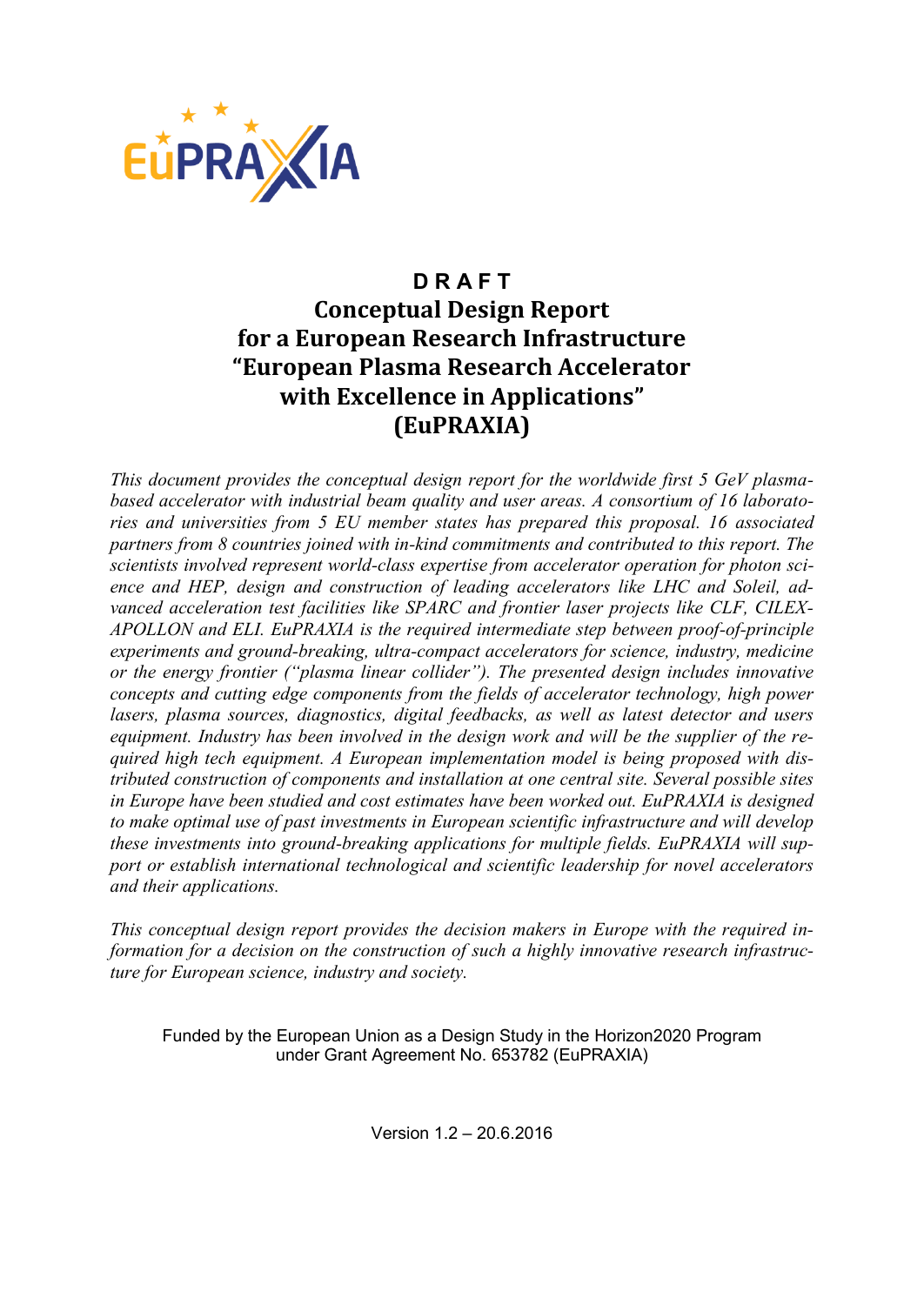EuPRAXIA

# D R A F T
# Conceptual Design Report for a European Research Infrastructure "European Plasma Research Accelerator with Excellence in Applications" (EuPRAXIA)

*This document provides the conceptual design report for the worldwide first 5 GeV plasma-based accelerator with industrial beam quality and user areas. A consortium of 16 laboratories and universities from 5 EU member states has prepared this proposal. 16 associated partners from 8 countries joined with in-kind commitments and contributed to this report. The scientists involved represent world-class expertise from accelerator operation for photon science and HEP, design and construction of leading accelerators like LHC and Soleil, advanced acceleration test facilities like SPARC and frontier laser projects like CLF, CILEX-APOLLON and ELI. EuPRAXIA is the required intermediate step between proof-of-principle experiments and ground-breaking, ultra-compact accelerators for science, industry, medicine or the energy frontier ("plasma linear collider"). The presented design includes innovative concepts and cutting edge components from the fields of accelerator technology, high power lasers, plasma sources, diagnostics, digital feedbacks, as well as latest detector and users equipment. Industry has been involved in the design work and will be the supplier of the required high tech equipment. A European implementation model is being proposed with distributed construction of components and installation at one central site. Several possible sites in Europe have been studied and cost estimates have been worked out. EuPRAXIA is designed to make optimal use of past investments in European scientific infrastructure and will develop these investments into ground-breaking applications for multiple fields. EuPRAXIA will support or establish international technological and scientific leadership for novel accelerators and their applications.*

*This conceptual design report provides the decision makers in Europe with the required information for a decision on the construction of such a highly innovative research infrastructure for European science, industry and society.*

Funded by the European Union as a Design Study in the Horizon2020 Program under Grant Agreement No. 653782 (EuPRAXIA)

Version 1.2 – 20.6.2016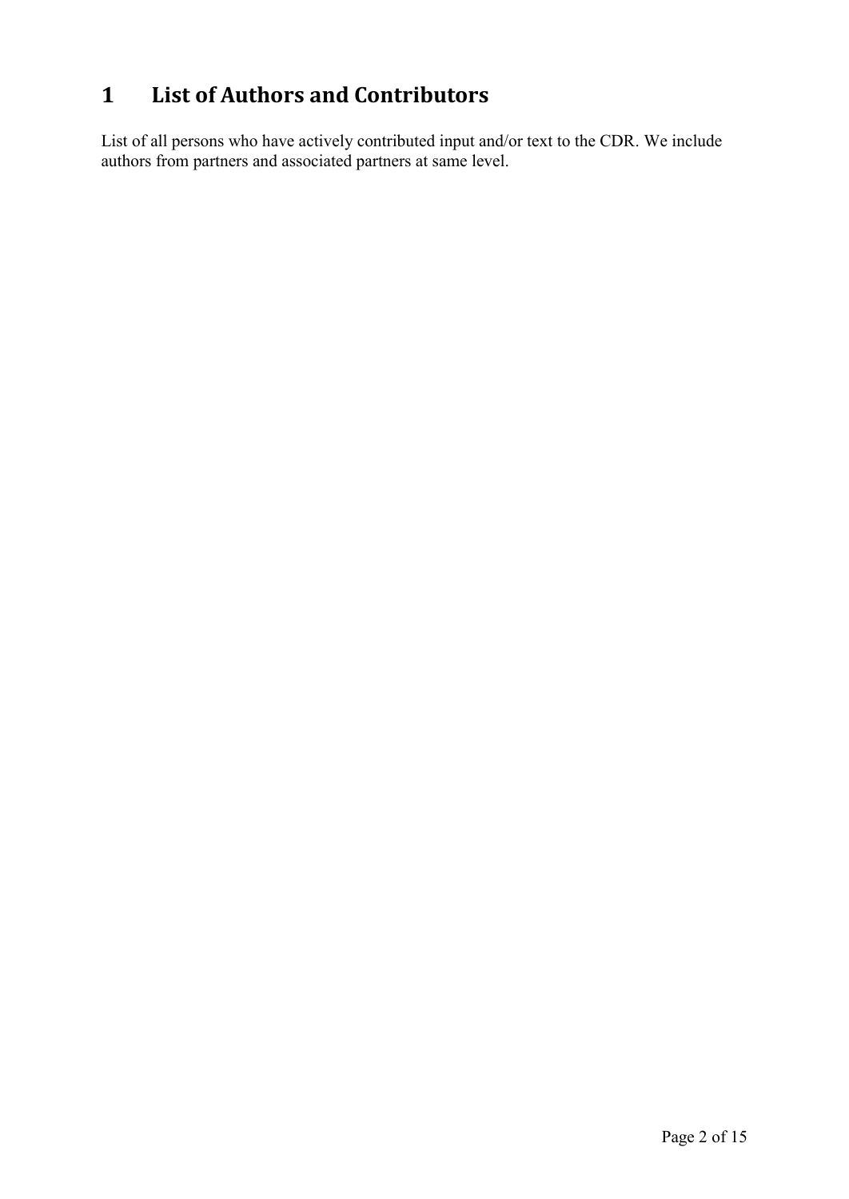# 1 List of Authors and Contributors

List of all persons who have actively contributed input and/or text to the CDR. We include authors from partners and associated partners at same level.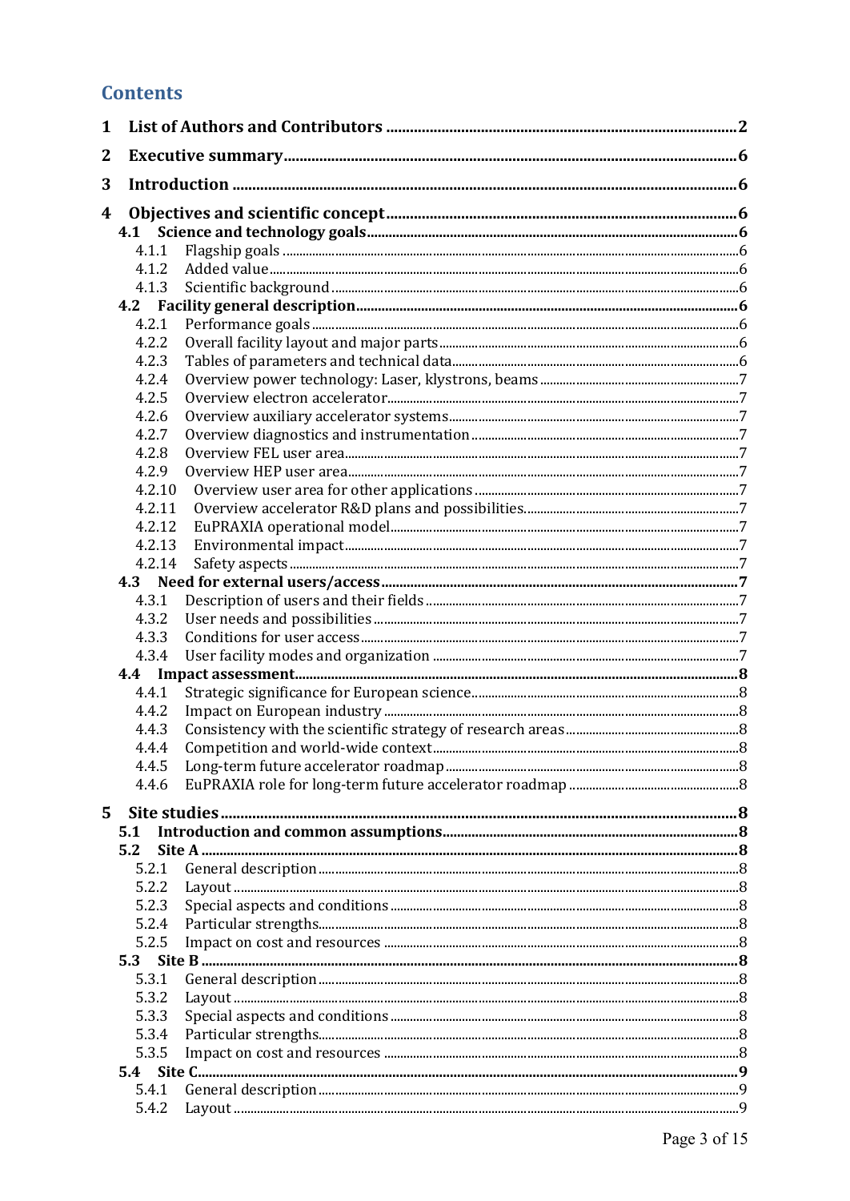## Contents

**1 List of Authors and Contributors** ........ **2**

**2 Executive summary** ........ **6**

**3 Introduction** ........ **6**

**4 Objectives and scientific concept** ........ **6**

- **4.1 Science and technology goals** ........ **6**
  - 4.1.1 Flagship goals ........ 6
  - 4.1.2 Added value ........ 6
  - 4.1.3 Scientific background ........ 6
- **4.2 Facility general description** ........ **6**
  - 4.2.1 Performance goals ........ 6
  - 4.2.2 Overall facility layout and major parts ........ 6
  - 4.2.3 Tables of parameters and technical data ........ 6
  - 4.2.4 Overview power technology: Laser, klystrons, beams ........ 7
  - 4.2.5 Overview electron accelerator ........ 7
  - 4.2.6 Overview auxiliary accelerator systems ........ 7
  - 4.2.7 Overview diagnostics and instrumentation ........ 7
  - 4.2.8 Overview FEL user area ........ 7
  - 4.2.9 Overview HEP user area ........ 7
  - 4.2.10 Overview user area for other applications ........ 7
  - 4.2.11 Overview accelerator R&D plans and possibilities ........ 7
  - 4.2.12 EuPRAXIA operational model ........ 7
  - 4.2.13 Environmental impact ........ 7
  - 4.2.14 Safety aspects ........ 7
- **4.3 Need for external users/access** ........ **7**
  - 4.3.1 Description of users and their fields ........ 7
  - 4.3.2 User needs and possibilities ........ 7
  - 4.3.3 Conditions for user access ........ 7
  - 4.3.4 User facility modes and organization ........ 7
- **4.4 Impact assessment** ........ **8**
  - 4.4.1 Strategic significance for European science ........ 8
  - 4.4.2 Impact on European industry ........ 8
  - 4.4.3 Consistency with the scientific strategy of research areas ........ 8
  - 4.4.4 Competition and world-wide context ........ 8
  - 4.4.5 Long-term future accelerator roadmap ........ 8
  - 4.4.6 EuPRAXIA role for long-term future accelerator roadmap ........ 8

**5 Site studies** ........ **8**

- **5.1 Introduction and common assumptions** ........ **8**
- **5.2 Site A** ........ **8**
  - 5.2.1 General description ........ 8
  - 5.2.2 Layout ........ 8
  - 5.2.3 Special aspects and conditions ........ 8
  - 5.2.4 Particular strengths ........ 8
  - 5.2.5 Impact on cost and resources ........ 8
- **5.3 Site B** ........ **8**
  - 5.3.1 General description ........ 8
  - 5.3.2 Layout ........ 8
  - 5.3.3 Special aspects and conditions ........ 8
  - 5.3.4 Particular strengths ........ 8
  - 5.3.5 Impact on cost and resources ........ 8
- **5.4 Site C** ........ **9**
  - 5.4.1 General description ........ 9
  - 5.4.2 Layout ........ 9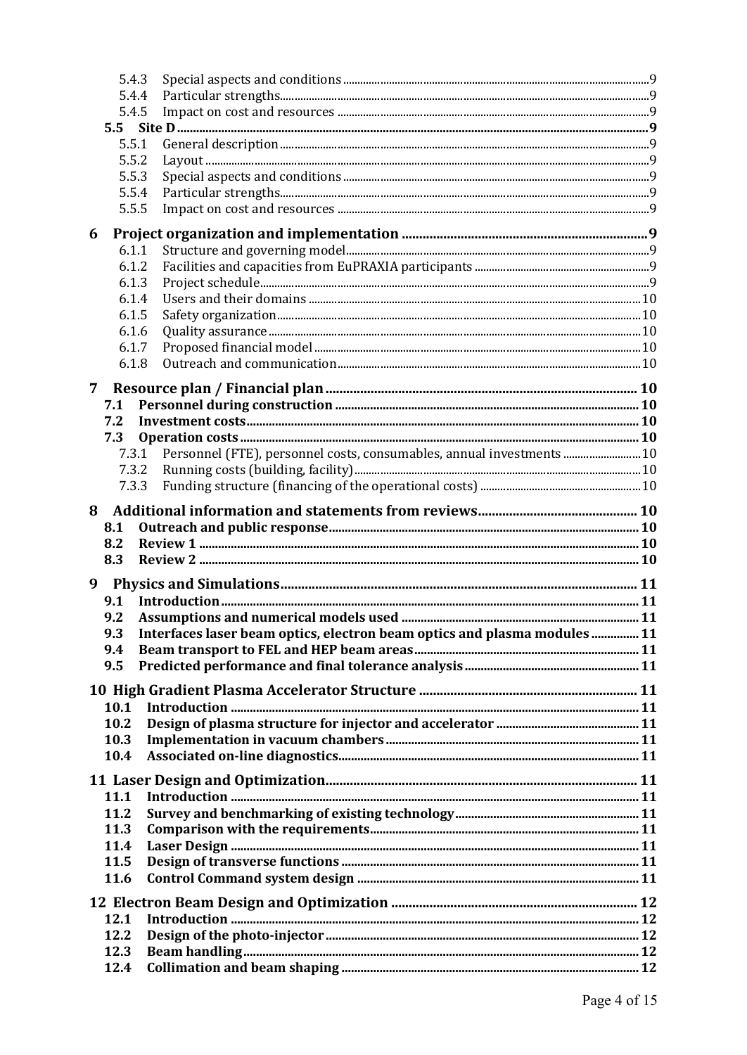5.4.3 Special aspects and conditions ........ 9
5.4.4 Particular strengths ........ 9
5.4.5 Impact on cost and resources ........ 9

**5.5 Site D** ........ **9**

5.5.1 General description ........ 9
5.5.2 Layout ........ 9
5.5.3 Special aspects and conditions ........ 9
5.5.4 Particular strengths ........ 9
5.5.5 Impact on cost and resources ........ 9

**6 Project organization and implementation** ........ **9**

6.1.1 Structure and governing model ........ 9
6.1.2 Facilities and capacities from EuPRAXIA participants ........ 9
6.1.3 Project schedule ........ 9
6.1.4 Users and their domains ........ 10
6.1.5 Safety organization ........ 10
6.1.6 Quality assurance ........ 10
6.1.7 Proposed financial model ........ 10
6.1.8 Outreach and communication ........ 10

**7 Resource plan / Financial plan** ........ **10**

**7.1 Personnel during construction** ........ **10**
**7.2 Investment costs** ........ **10**
**7.3 Operation costs** ........ **10**

7.3.1 Personnel (FTE), personnel costs, consumables, annual investments ........ 10
7.3.2 Running costs (building, facility) ........ 10
7.3.3 Funding structure (financing of the operational costs) ........ 10

**8 Additional information and statements from reviews** ........ **10**

**8.1 Outreach and public response** ........ **10**
**8.2 Review 1** ........ **10**
**8.3 Review 2** ........ **10**

**9 Physics and Simulations** ........ **11**

**9.1 Introduction** ........ **11**
**9.2 Assumptions and numerical models used** ........ **11**
**9.3 Interfaces laser beam optics, electron beam optics and plasma modules** ........ **11**
**9.4 Beam transport to FEL and HEP beam areas** ........ **11**
**9.5 Predicted performance and final tolerance analysis** ........ **11**

**10 High Gradient Plasma Accelerator Structure** ........ **11**

**10.1 Introduction** ........ **11**
**10.2 Design of plasma structure for injector and accelerator** ........ **11**
**10.3 Implementation in vacuum chambers** ........ **11**
**10.4 Associated on-line diagnostics** ........ **11**

**11 Laser Design and Optimization** ........ **11**

**11.1 Introduction** ........ **11**
**11.2 Survey and benchmarking of existing technology** ........ **11**
**11.3 Comparison with the requirements** ........ **11**
**11.4 Laser Design** ........ **11**
**11.5 Design of transverse functions** ........ **11**
**11.6 Control Command system design** ........ **11**

**12 Electron Beam Design and Optimization** ........ **12**

**12.1 Introduction** ........ **12**
**12.2 Design of the photo-injector** ........ **12**
**12.3 Beam handling** ........ **12**
**12.4 Collimation and beam shaping** ........ **12**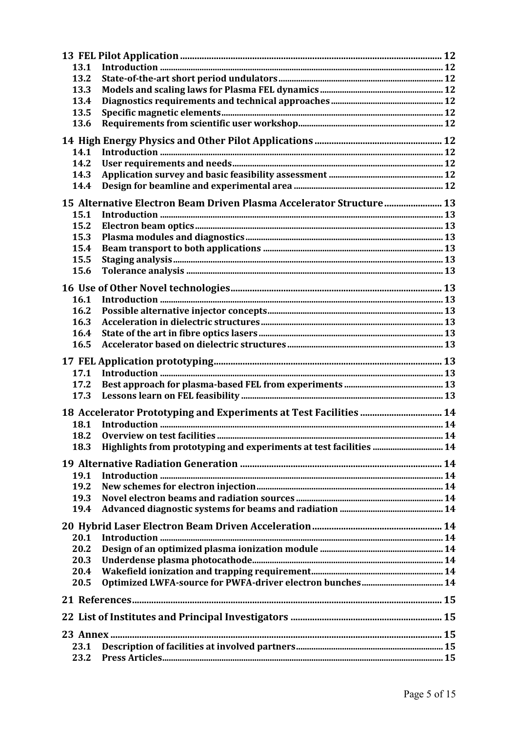**13 FEL Pilot Application** ... 12

- 13.1 Introduction ... 12
- 13.2 State-of-the-art short period undulators ... 12
- 13.3 Models and scaling laws for Plasma FEL dynamics ... 12
- 13.4 Diagnostics requirements and technical approaches ... 12
- 13.5 Specific magnetic elements ... 12
- 13.6 Requirements from scientific user workshop ... 12

**14 High Energy Physics and Other Pilot Applications** ... 12

- 14.1 Introduction ... 12
- 14.2 User requirements and needs ... 12
- 14.3 Application survey and basic feasibility assessment ... 12
- 14.4 Design for beamline and experimental area ... 12

**15 Alternative Electron Beam Driven Plasma Accelerator Structure** ... 13

- 15.1 Introduction ... 13
- 15.2 Electron beam optics ... 13
- 15.3 Plasma modules and diagnostics ... 13
- 15.4 Beam transport to both applications ... 13
- 15.5 Staging analysis ... 13
- 15.6 Tolerance analysis ... 13

**16 Use of Other Novel technologies** ... 13

- 16.1 Introduction ... 13
- 16.2 Possible alternative injector concepts ... 13
- 16.3 Acceleration in dielectric structures ... 13
- 16.4 State of the art in fibre optics lasers ... 13
- 16.5 Accelerator based on dielectric structures ... 13

**17 FEL Application prototyping** ... 13

- 17.1 Introduction ... 13
- 17.2 Best approach for plasma-based FEL from experiments ... 13
- 17.3 Lessons learn on FEL feasibility ... 13

**18 Accelerator Prototyping and Experiments at Test Facilities** ... 14

- 18.1 Introduction ... 14
- 18.2 Overview on test facilities ... 14
- 18.3 Highlights from prototyping and experiments at test facilities ... 14

**19 Alternative Radiation Generation** ... 14

- 19.1 Introduction ... 14
- 19.2 New schemes for electron injection ... 14
- 19.3 Novel electron beams and radiation sources ... 14
- 19.4 Advanced diagnostic systems for beams and radiation ... 14

**20 Hybrid Laser Electron Beam Driven Acceleration** ... 14

- 20.1 Introduction ... 14
- 20.2 Design of an optimized plasma ionization module ... 14
- 20.3 Underdense plasma photocathode ... 14
- 20.4 Wakefield ionization and trapping requirement ... 14
- 20.5 Optimized LWFA-source for PWFA-driver electron bunches ... 14

**21 References** ... 15

**22 List of Institutes and Principal Investigators** ... 15

**23 Annex** ... 15

- 23.1 Description of facilities at involved partners ... 15
- 23.2 Press Articles ... 15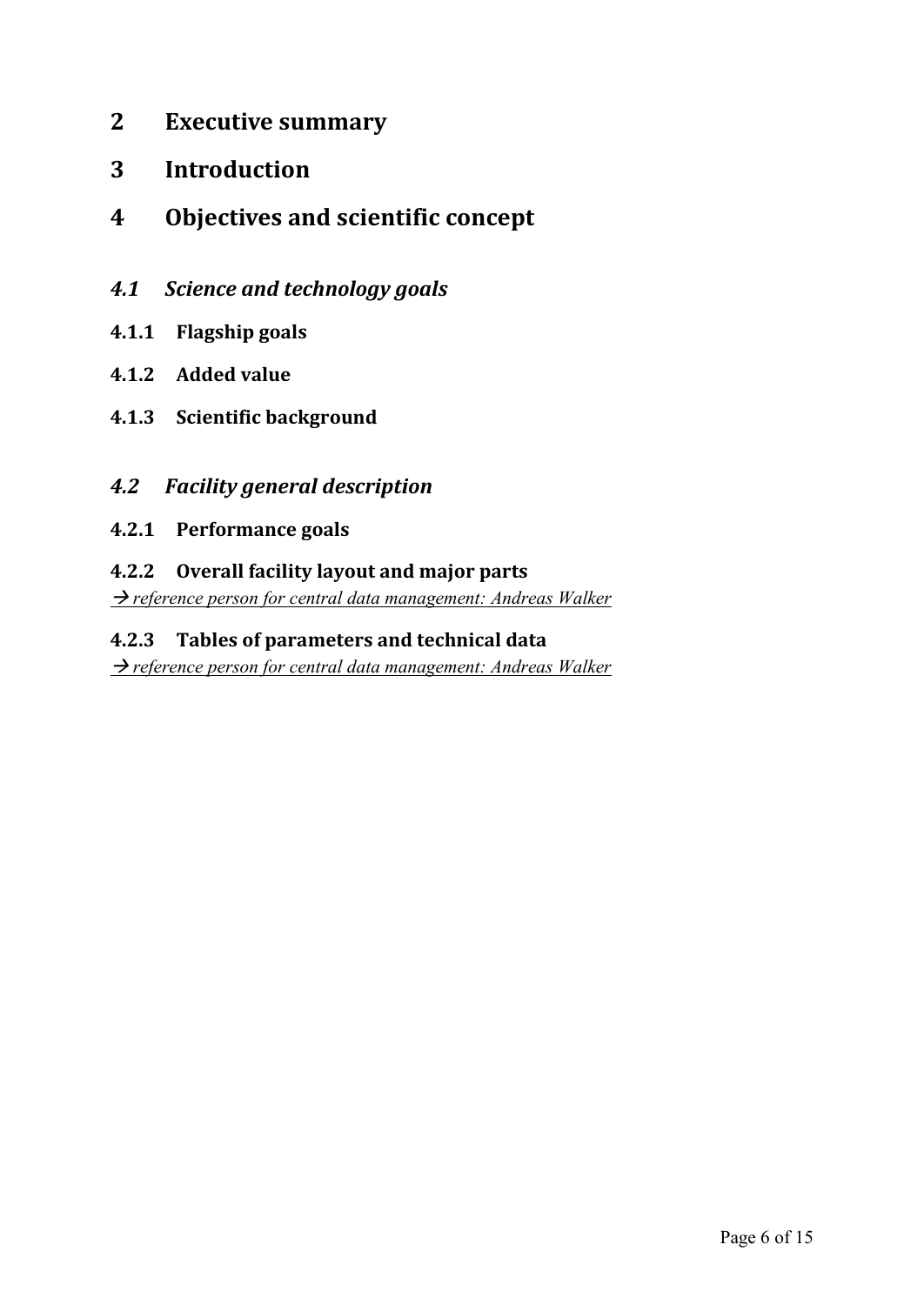# 2 Executive summary

# 3 Introduction

# 4 Objectives and scientific concept

## *4.1 Science and technology goals*

### 4.1.1 Flagship goals

### 4.1.2 Added value

### 4.1.3 Scientific background

## *4.2 Facility general description*

### 4.2.1 Performance goals

### 4.2.2 Overall facility layout and major parts

→ *reference person for central data management: Andreas Walker*

### 4.2.3 Tables of parameters and technical data

→ *reference person for central data management: Andreas Walker*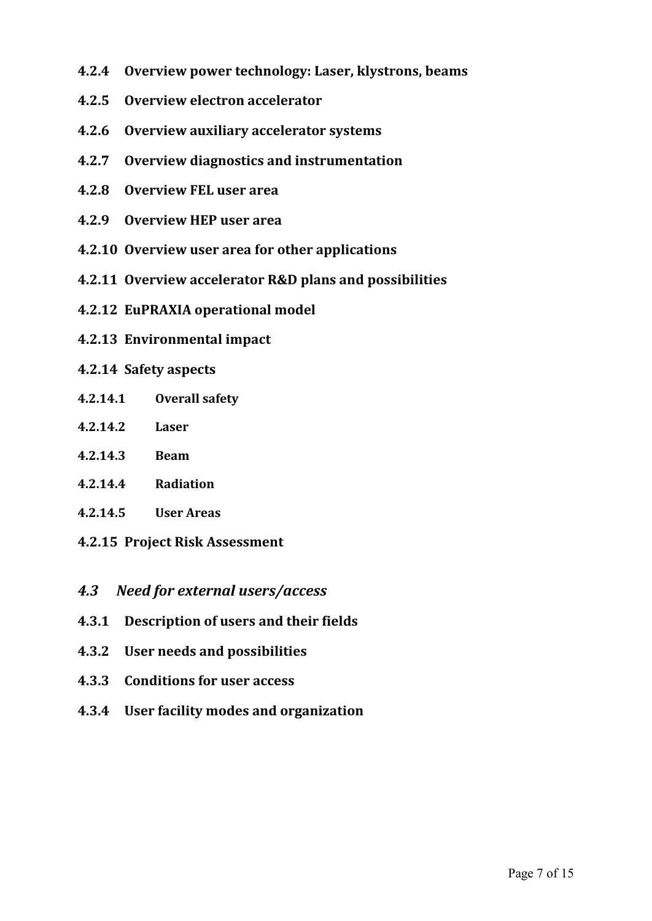#### 4.2.4 Overview power technology: Laser, klystrons, beams

#### 4.2.5 Overview electron accelerator

#### 4.2.6 Overview auxiliary accelerator systems

#### 4.2.7 Overview diagnostics and instrumentation

#### 4.2.8 Overview FEL user area

#### 4.2.9 Overview HEP user area

#### 4.2.10 Overview user area for other applications

#### 4.2.11 Overview accelerator R&D plans and possibilities

#### 4.2.12 EuPRAXIA operational model

#### 4.2.13 Environmental impact

#### 4.2.14 Safety aspects

##### 4.2.14.1 Overall safety

##### 4.2.14.2 Laser

##### 4.2.14.3 Beam

##### 4.2.14.4 Radiation

##### 4.2.14.5 User Areas

#### 4.2.15 Project Risk Assessment

### *4.3 Need for external users/access*

#### 4.3.1 Description of users and their fields

#### 4.3.2 User needs and possibilities

#### 4.3.3 Conditions for user access

#### 4.3.4 User facility modes and organization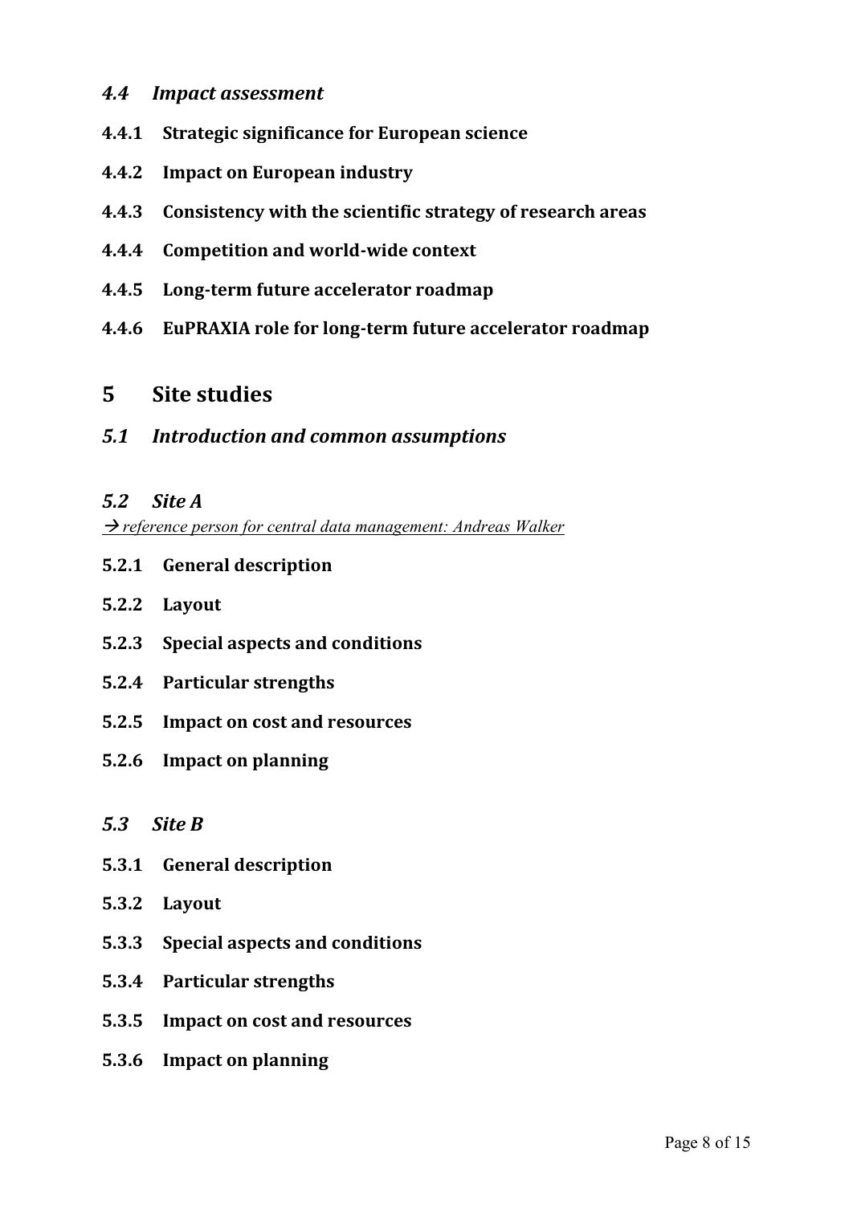### *4.4 Impact assessment*

#### 4.4.1 Strategic significance for European science

#### 4.4.2 Impact on European industry

#### 4.4.3 Consistency with the scientific strategy of research areas

#### 4.4.4 Competition and world-wide context

#### 4.4.5 Long-term future accelerator roadmap

#### 4.4.6 EuPRAXIA role for long-term future accelerator roadmap

# 5 Site studies

### *5.1 Introduction and common assumptions*

### *5.2 Site A*

→ *reference person for central data management: Andreas Walker*

#### 5.2.1 General description

#### 5.2.2 Layout

#### 5.2.3 Special aspects and conditions

#### 5.2.4 Particular strengths

#### 5.2.5 Impact on cost and resources

#### 5.2.6 Impact on planning

### *5.3 Site B*

#### 5.3.1 General description

#### 5.3.2 Layout

#### 5.3.3 Special aspects and conditions

#### 5.3.4 Particular strengths

#### 5.3.5 Impact on cost and resources

#### 5.3.6 Impact on planning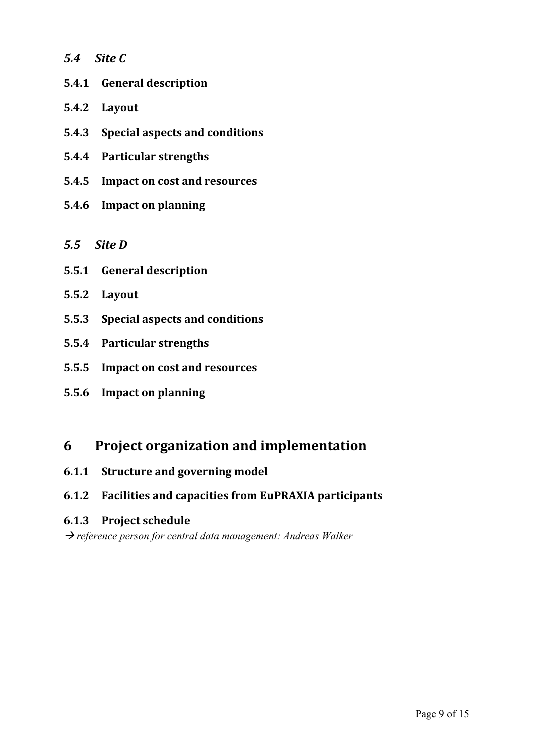## *5.4 Site C*

### 5.4.1 General description

### 5.4.2 Layout

### 5.4.3 Special aspects and conditions

### 5.4.4 Particular strengths

### 5.4.5 Impact on cost and resources

### 5.4.6 Impact on planning

## *5.5 Site D*

### 5.5.1 General description

### 5.5.2 Layout

### 5.5.3 Special aspects and conditions

### 5.5.4 Particular strengths

### 5.5.5 Impact on cost and resources

### 5.5.6 Impact on planning

# 6 Project organization and implementation

### 6.1.1 Structure and governing model

### 6.1.2 Facilities and capacities from EuPRAXIA participants

### 6.1.3 Project schedule

*→ reference person for central data management: Andreas Walker*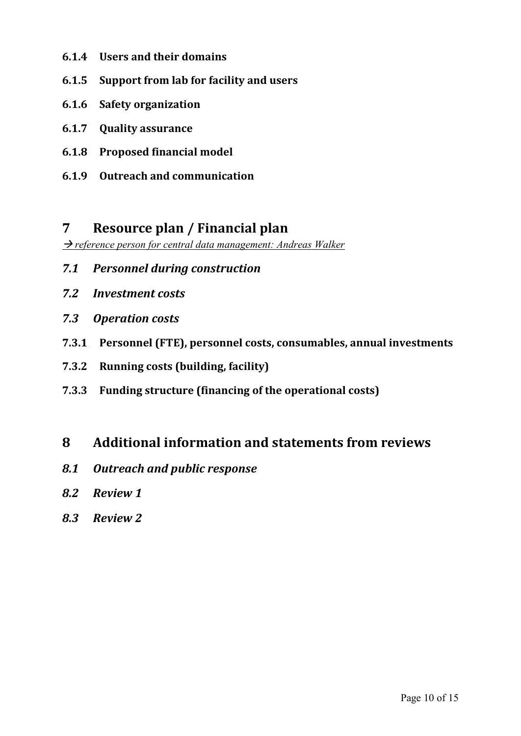#### 6.1.4 Users and their domains

#### 6.1.5 Support from lab for facility and users

#### 6.1.6 Safety organization

#### 6.1.7 Quality assurance

#### 6.1.8 Proposed financial model

#### 6.1.9 Outreach and communication

# 7 Resource plan / Financial plan

*→ reference person for central data management: Andreas Walker*

## *7.1 Personnel during construction*

## *7.2 Investment costs*

## *7.3 Operation costs*

### 7.3.1 Personnel (FTE), personnel costs, consumables, annual investments

### 7.3.2 Running costs (building, facility)

### 7.3.3 Funding structure (financing of the operational costs)

# 8 Additional information and statements from reviews

## *8.1 Outreach and public response*

## *8.2 Review 1*

## *8.3 Review 2*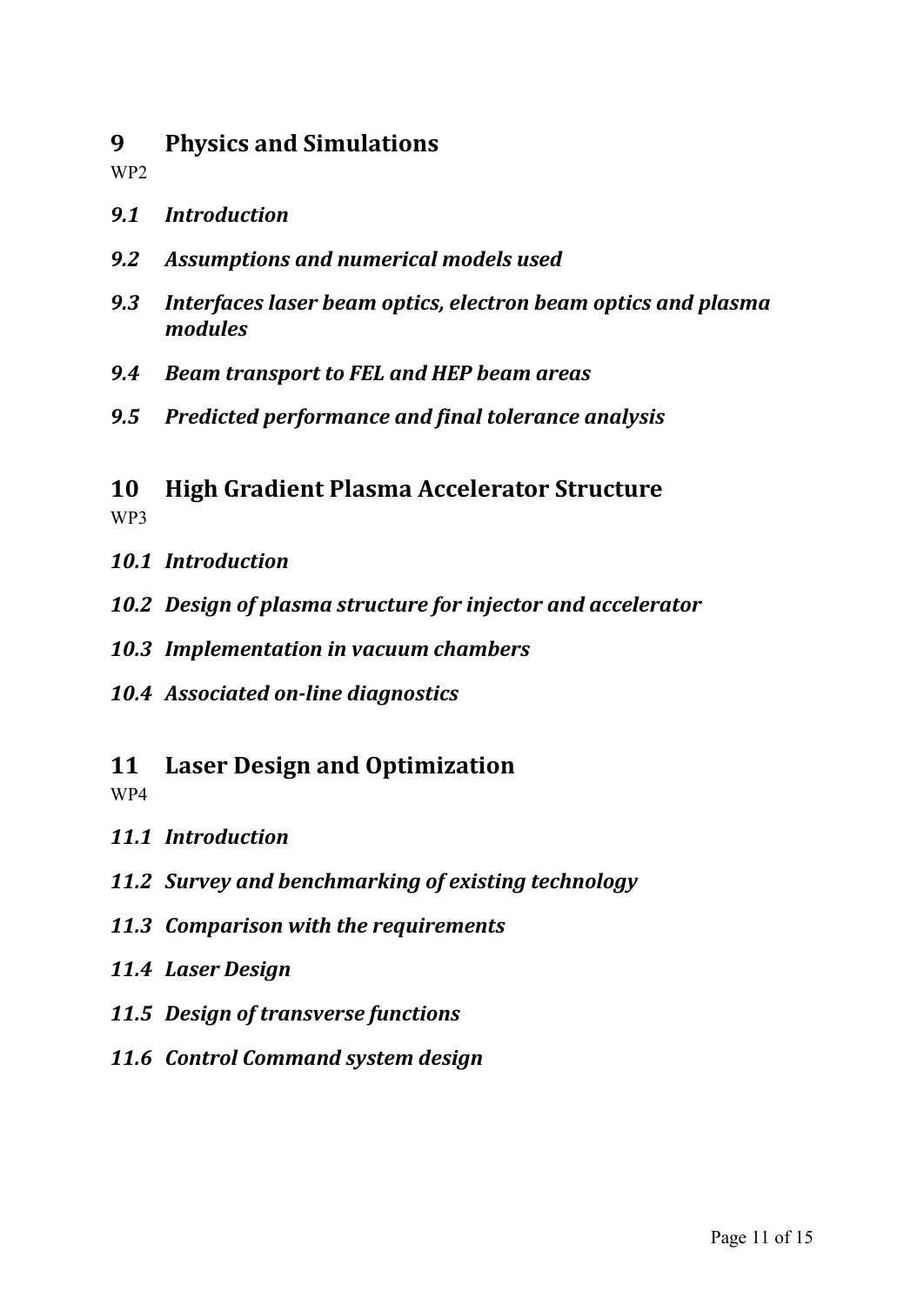# 9 Physics and Simulations

WP2

## *9.1 Introduction*

## *9.2 Assumptions and numerical models used*

## *9.3 Interfaces laser beam optics, electron beam optics and plasma modules*

## *9.4 Beam transport to FEL and HEP beam areas*

## *9.5 Predicted performance and final tolerance analysis*

# 10 High Gradient Plasma Accelerator Structure

WP3

## *10.1 Introduction*

## *10.2 Design of plasma structure for injector and accelerator*

## *10.3 Implementation in vacuum chambers*

## *10.4 Associated on-line diagnostics*

# 11 Laser Design and Optimization

WP4

## *11.1 Introduction*

## *11.2 Survey and benchmarking of existing technology*

## *11.3 Comparison with the requirements*

## *11.4 Laser Design*

## *11.5 Design of transverse functions*

## *11.6 Control Command system design*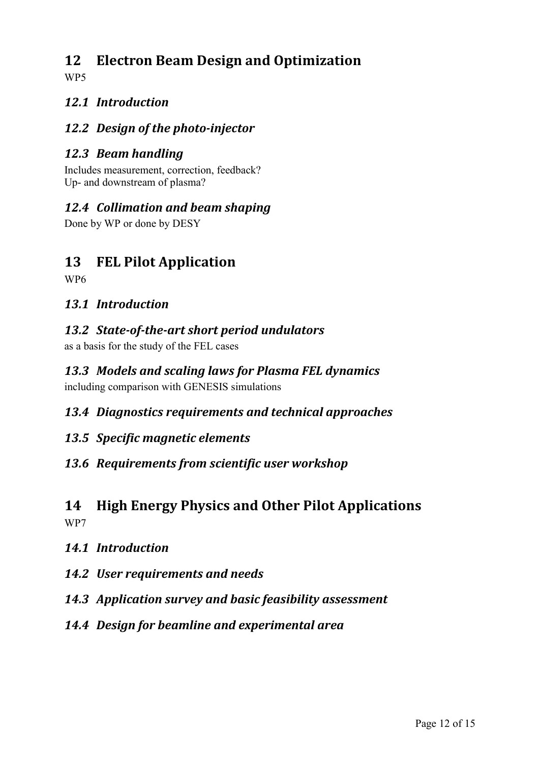# 12 Electron Beam Design and Optimization

WP5

## 12.1 Introduction

## 12.2 Design of the photo-injector

## 12.3 Beam handling

Includes measurement, correction, feedback?
Up- and downstream of plasma?

## 12.4 Collimation and beam shaping

Done by WP or done by DESY

# 13 FEL Pilot Application

WP6

## 13.1 Introduction

## 13.2 State-of-the-art short period undulators

as a basis for the study of the FEL cases

## 13.3 Models and scaling laws for Plasma FEL dynamics

including comparison with GENESIS simulations

## 13.4 Diagnostics requirements and technical approaches

## 13.5 Specific magnetic elements

## 13.6 Requirements from scientific user workshop

# 14 High Energy Physics and Other Pilot Applications

WP7

## 14.1 Introduction

## 14.2 User requirements and needs

## 14.3 Application survey and basic feasibility assessment

## 14.4 Design for beamline and experimental area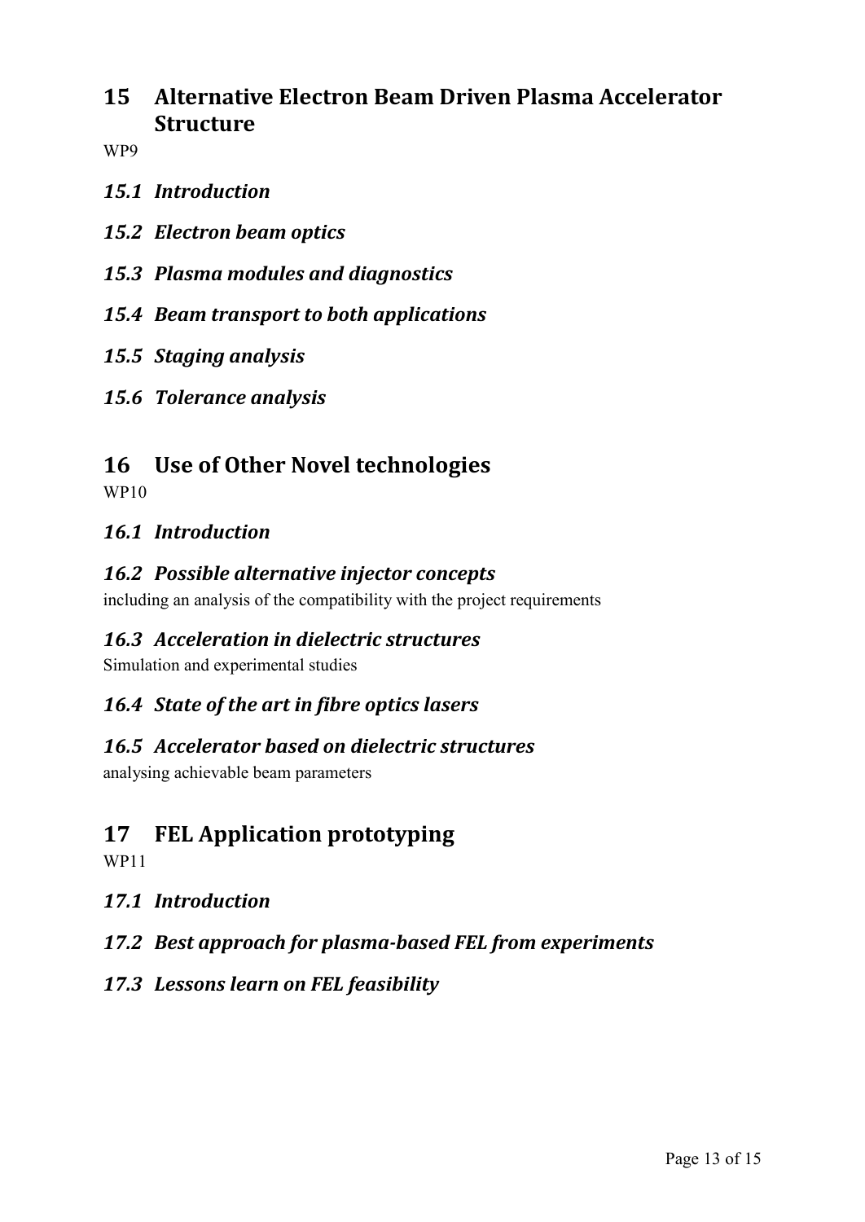# 15 Alternative Electron Beam Driven Plasma Accelerator Structure

WP9

## *15.1 Introduction*

## *15.2 Electron beam optics*

## *15.3 Plasma modules and diagnostics*

## *15.4 Beam transport to both applications*

## *15.5 Staging analysis*

## *15.6 Tolerance analysis*

# 16 Use of Other Novel technologies

WP10

## *16.1 Introduction*

## *16.2 Possible alternative injector concepts*

including an analysis of the compatibility with the project requirements

## *16.3 Acceleration in dielectric structures*

Simulation and experimental studies

## *16.4 State of the art in fibre optics lasers*

## *16.5 Accelerator based on dielectric structures*

analysing achievable beam parameters

# 17 FEL Application prototyping

WP11

## *17.1 Introduction*

## *17.2 Best approach for plasma-based FEL from experiments*

## *17.3 Lessons learn on FEL feasibility*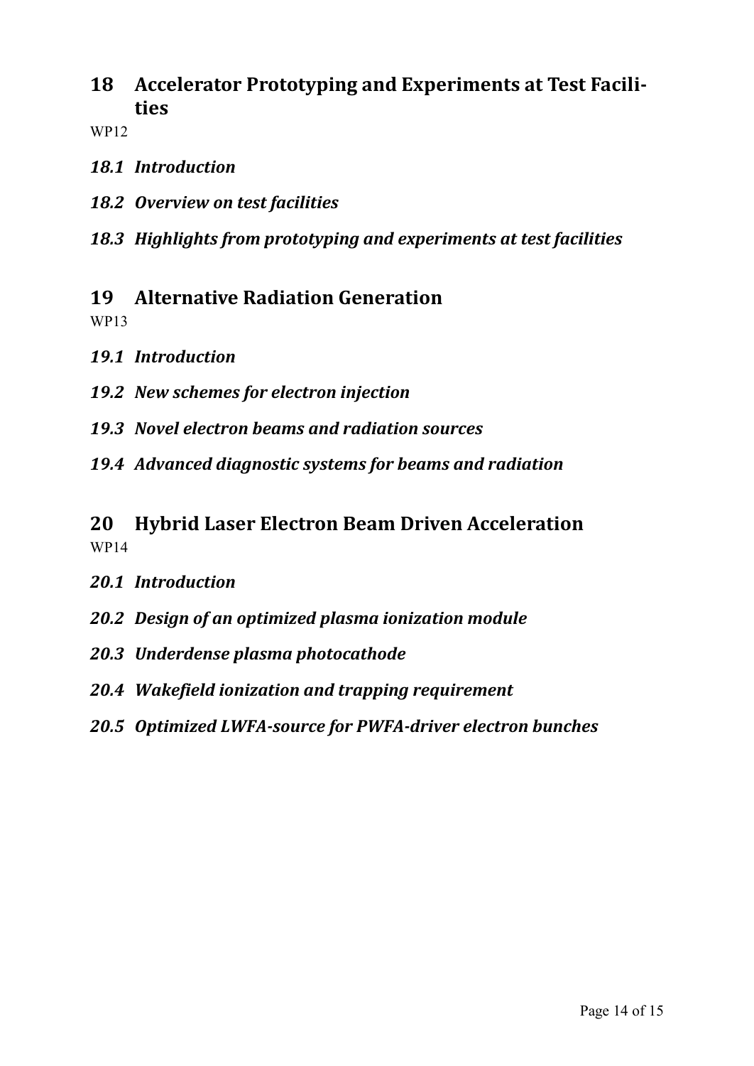# 18 Accelerator Prototyping and Experiments at Test Facilities

WP12

## *18.1 Introduction*

## *18.2 Overview on test facilities*

## *18.3 Highlights from prototyping and experiments at test facilities*

# 19 Alternative Radiation Generation

WP13

## *19.1 Introduction*

## *19.2 New schemes for electron injection*

## *19.3 Novel electron beams and radiation sources*

## *19.4 Advanced diagnostic systems for beams and radiation*

# 20 Hybrid Laser Electron Beam Driven Acceleration

WP14

## *20.1 Introduction*

## *20.2 Design of an optimized plasma ionization module*

## *20.3 Underdense plasma photocathode*

## *20.4 Wakefield ionization and trapping requirement*

## *20.5 Optimized LWFA-source for PWFA-driver electron bunches*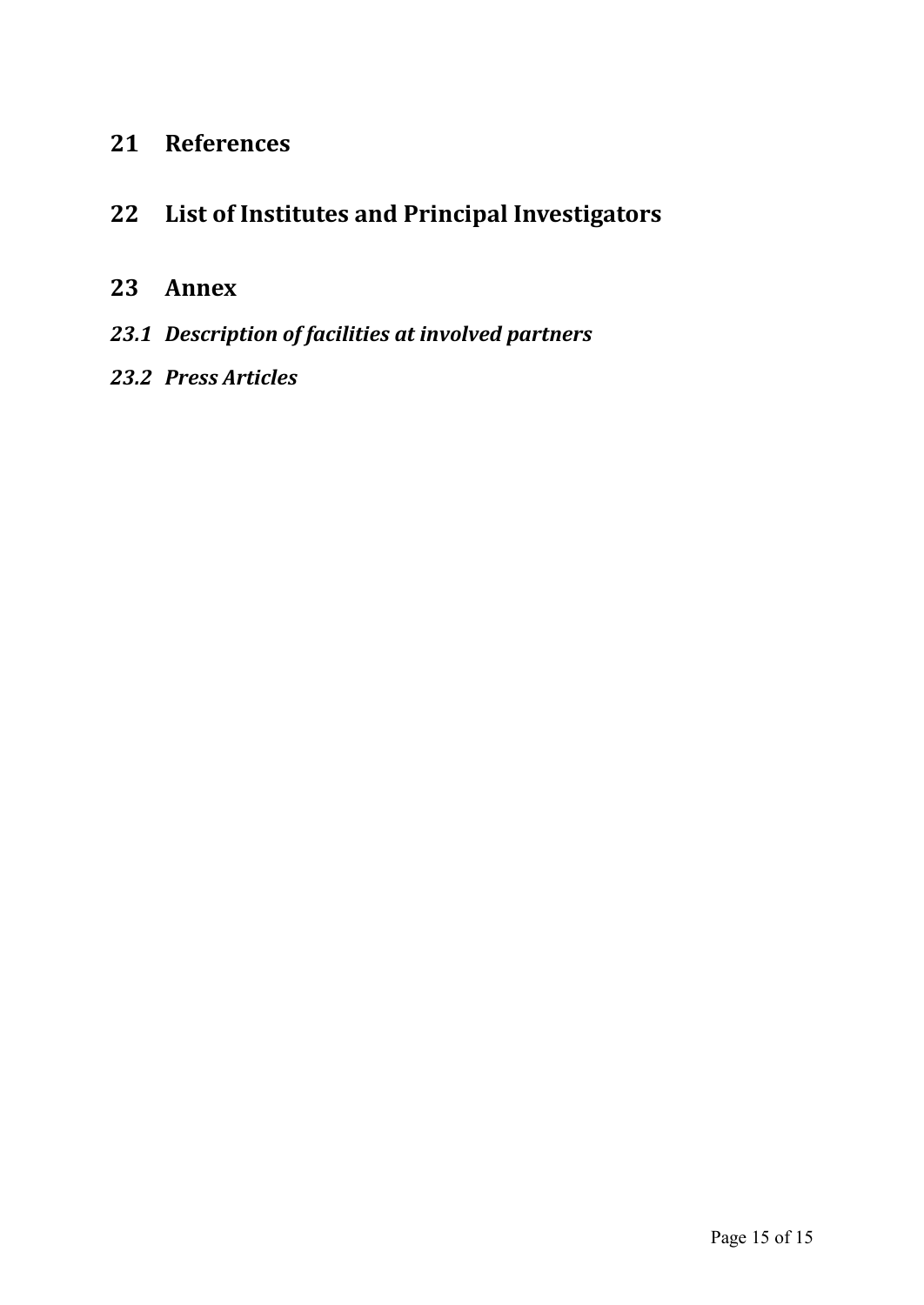# 21 References

# 22 List of Institutes and Principal Investigators

# 23 Annex

## *23.1 Description of facilities at involved partners*

## *23.2 Press Articles*